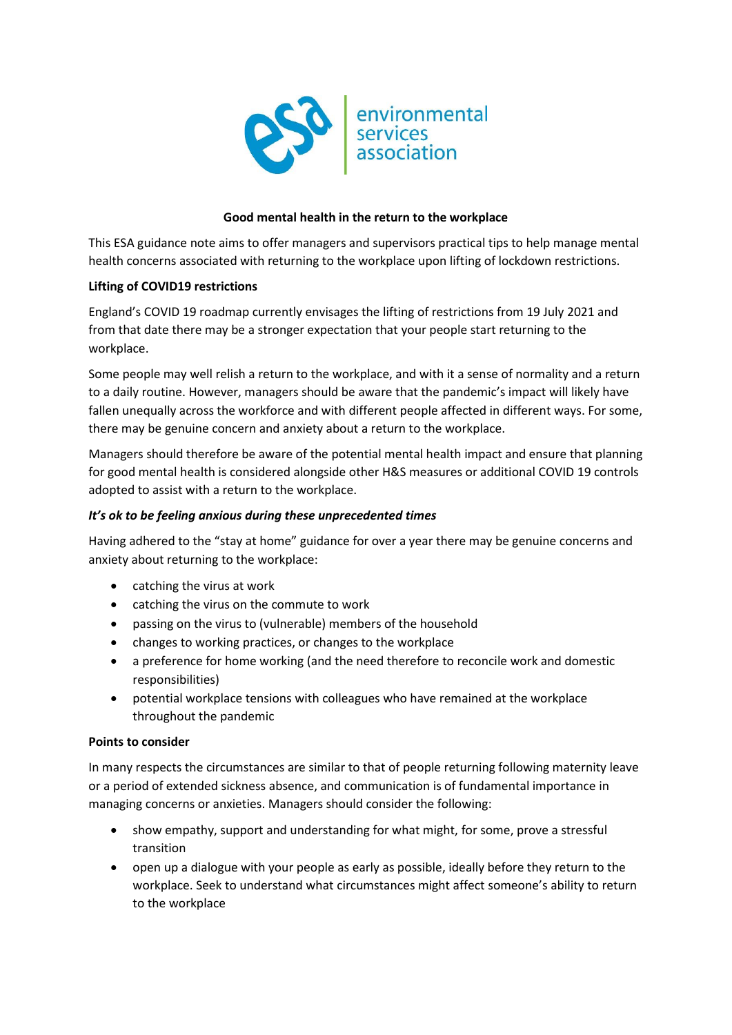environmental services association

# Good mental health in the return to the workplace

This ESA guidance note aims to offer managers and supervisors practical tips to help manage mental health concerns associated with returning to the workplace upon lifting of lockdown restrictions.

## Lifting of COVID19 restrictions

England's COVID 19 roadmap currently envisages the lifting of restrictions from 19 July 2021 and from that date there may be a stronger expectation that your people start returning to the workplace.

Some people may well relish a return to the workplace, and with it a sense of normality and a return to a daily routine. However, managers should be aware that the pandemic's impact will likely have fallen unequally across the workforce and with different people affected in different ways. For some, there may be genuine concern and anxiety about a return to the workplace.

Managers should therefore be aware of the potential mental health impact and ensure that planning for good mental health is considered alongside other H&S measures or additional COVID 19 controls adopted to assist with a return to the workplace.

### *It's ok to be feeling anxious during these unprecedented times*

Having adhered to the "stay at home" guidance for over a year there may be genuine concerns and anxiety about returning to the workplace:

- catching the virus at work
- catching the virus on the commute to work
- passing on the virus to (vulnerable) members of the household
- changes to working practices, or changes to the workplace
- a preference for home working (and the need therefore to reconcile work and domestic responsibilities)
- potential workplace tensions with colleagues who have remained at the workplace throughout the pandemic

## Points to consider

In many respects the circumstances are similar to that of people returning following maternity leave or a period of extended sickness absence, and communication is of fundamental importance in managing concerns or anxieties. Managers should consider the following:

- show empathy, support and understanding for what might, for some, prove a stressful transition
- open up a dialogue with your people as early as possible, ideally before they return to the workplace. Seek to understand what circumstances might affect someone's ability to return to the workplace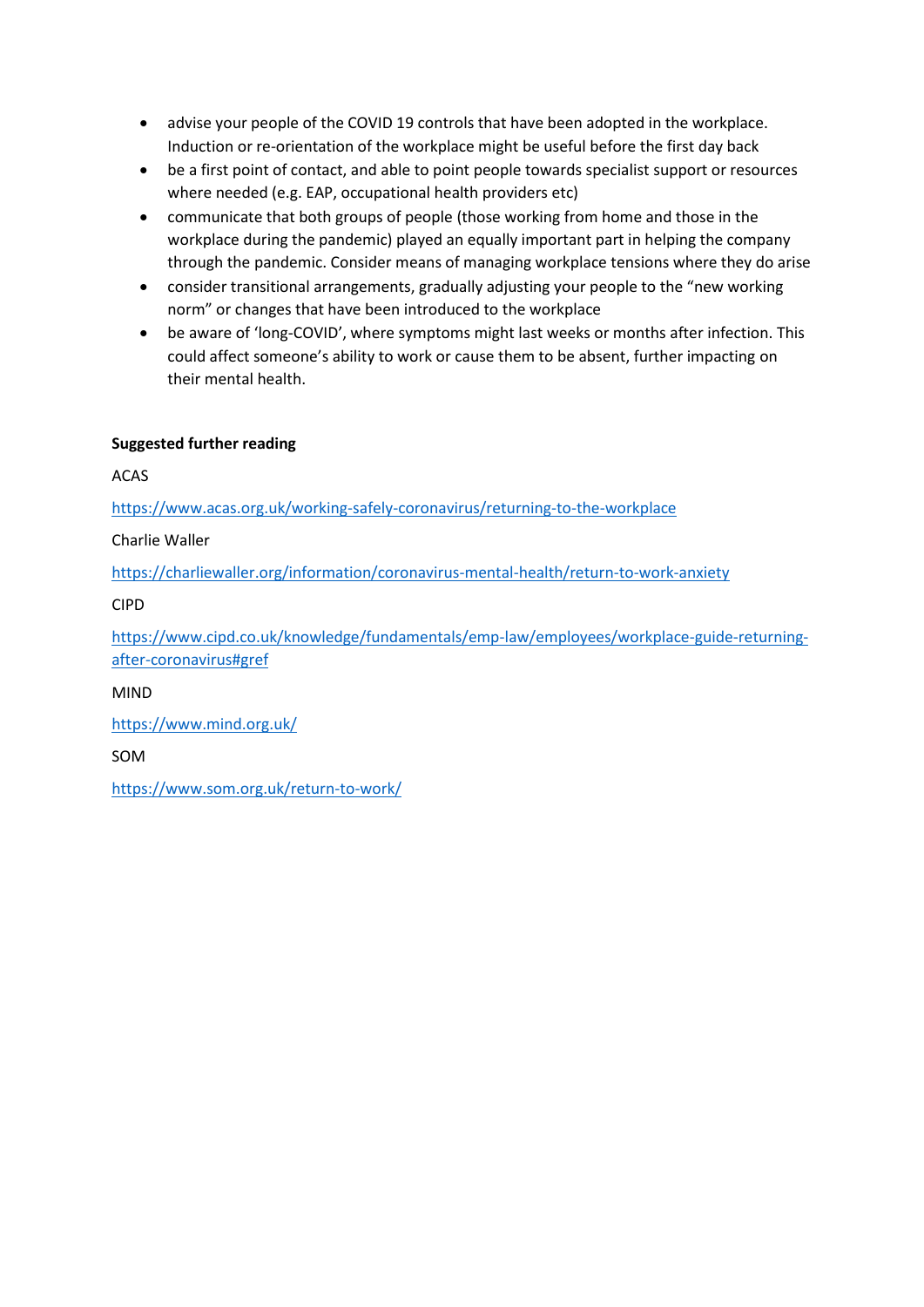- advise your people of the COVID 19 controls that have been adopted in the workplace. Induction or re-orientation of the workplace might be useful before the first day back
- be a first point of contact, and able to point people towards specialist support or resources where needed (e.g. EAP, occupational health providers etc)
- communicate that both groups of people (those working from home and those in the workplace during the pandemic) played an equally important part in helping the company through the pandemic. Consider means of managing workplace tensions where they do arise
- consider transitional arrangements, gradually adjusting your people to the "new working norm" or changes that have been introduced to the workplace
- be aware of 'long-COVID', where symptoms might last weeks or months after infection. This could affect someone's ability to work or cause them to be absent, further impacting on their mental health.

**Suggested further reading**

ACAS

https://www.acas.org.uk/working-safely-coronavirus/returning-to-the-workplace

Charlie Waller

https://charliewaller.org/information/coronavirus-mental-health/return-to-work-anxiety

CIPD

https://www.cipd.co.uk/knowledge/fundamentals/emp-law/employees/workplace-guide-returning-after-coronavirus#gref

MIND

https://www.mind.org.uk/

SOM

https://www.som.org.uk/return-to-work/